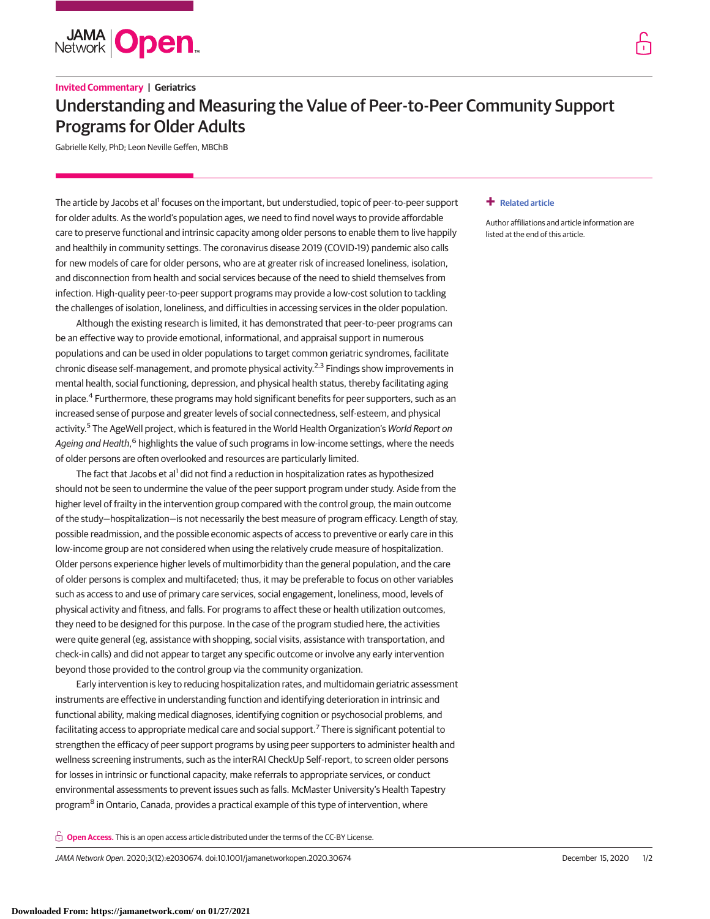Invited Commentary | Geriatrics

# Understanding and Measuring the Value of Peer-to-Peer Community Support Programs for Older Adults

Gabrielle Kelly, PhD; Leon Neville Geffen, MBChB

+ Related article

Author affiliations and article information are listed at the end of this article.

The article by Jacobs et al[1] focuses on the important, but understudied, topic of peer-to-peer support for older adults. As the world's population ages, we need to find novel ways to provide affordable care to preserve functional and intrinsic capacity among older persons to enable them to live happily and healthily in community settings. The coronavirus disease 2019 (COVID-19) pandemic also calls for new models of care for older persons, who are at greater risk of increased loneliness, isolation, and disconnection from health and social services because of the need to shield themselves from infection. High-quality peer-to-peer support programs may provide a low-cost solution to tackling the challenges of isolation, loneliness, and difficulties in accessing services in the older population.

Although the existing research is limited, it has demonstrated that peer-to-peer programs can be an effective way to provide emotional, informational, and appraisal support in numerous populations and can be used in older populations to target common geriatric syndromes, facilitate chronic disease self-management, and promote physical activity.[2,3] Findings show improvements in mental health, social functioning, depression, and physical health status, thereby facilitating aging in place.[4] Furthermore, these programs may hold significant benefits for peer supporters, such as an increased sense of purpose and greater levels of social connectedness, self-esteem, and physical activity.[5] The AgeWell project, which is featured in the World Health Organization's *World Report on Ageing and Health*,[6] highlights the value of such programs in low-income settings, where the needs of older persons are often overlooked and resources are particularly limited.

The fact that Jacobs et al[1] did not find a reduction in hospitalization rates as hypothesized should not be seen to undermine the value of the peer support program under study. Aside from the higher level of frailty in the intervention group compared with the control group, the main outcome of the study—hospitalization—is not necessarily the best measure of program efficacy. Length of stay, possible readmission, and the possible economic aspects of access to preventive or early care in this low-income group are not considered when using the relatively crude measure of hospitalization. Older persons experience higher levels of multimorbidity than the general population, and the care of older persons is complex and multifaceted; thus, it may be preferable to focus on other variables such as access to and use of primary care services, social engagement, loneliness, mood, levels of physical activity and fitness, and falls. For programs to affect these or health utilization outcomes, they need to be designed for this purpose. In the case of the program studied here, the activities were quite general (eg, assistance with shopping, social visits, assistance with transportation, and check-in calls) and did not appear to target any specific outcome or involve any early intervention beyond those provided to the control group via the community organization.

Early intervention is key to reducing hospitalization rates, and multidomain geriatric assessment instruments are effective in understanding function and identifying deterioration in intrinsic and functional ability, making medical diagnoses, identifying cognition or psychosocial problems, and facilitating access to appropriate medical care and social support.[7] There is significant potential to strengthen the efficacy of peer support programs by using peer supporters to administer health and wellness screening instruments, such as the interRAI CheckUp Self-report, to screen older persons for losses in intrinsic or functional capacity, make referrals to appropriate services, or conduct environmental assessments to prevent issues such as falls. McMaster University's Health Tapestry program[8] in Ontario, Canada, provides a practical example of this type of intervention, where

**Open Access.** This is an open access article distributed under the terms of the CC-BY License.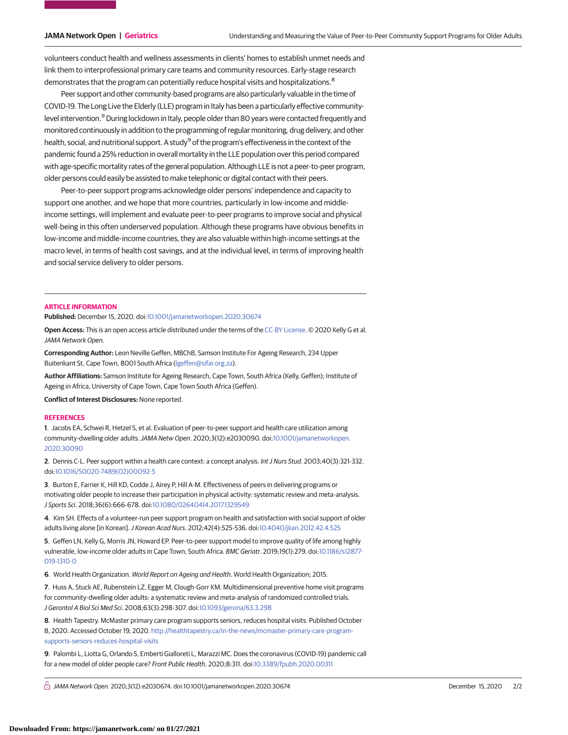volunteers conduct health and wellness assessments in clients' homes to establish unmet needs and link them to interprofessional primary care teams and community resources. Early-stage research demonstrates that the program can potentially reduce hospital visits and hospitalizations.[8]

Peer support and other community-based programs are also particularly valuable in the time of COVID-19. The Long Live the Elderly (LLE) program in Italy has been a particularly effective community-level intervention.[9] During lockdown in Italy, people older than 80 years were contacted frequently and monitored continuously in addition to the programming of regular monitoring, drug delivery, and other health, social, and nutritional support. A study[9] of the program's effectiveness in the context of the pandemic found a 25% reduction in overall mortality in the LLE population over this period compared with age-specific mortality rates of the general population. Although LLE is not a peer-to-peer program, older persons could easily be assisted to make telephonic or digital contact with their peers.

Peer-to-peer support programs acknowledge older persons' independence and capacity to support one another, and we hope that more countries, particularly in low-income and middle-income settings, will implement and evaluate peer-to-peer programs to improve social and physical well-being in this often underserved population. Although these programs have obvious benefits in low-income and middle-income countries, they are also valuable within high-income settings at the macro level, in terms of health cost savings, and at the individual level, in terms of improving health and social service delivery to older persons.

## ARTICLE INFORMATION

**Published:** December 15, 2020. doi:10.1001/jamanetworkopen.2020.30674

**Open Access:** This is an open access article distributed under the terms of the CC-BY License. © 2020 Kelly G et al. *JAMA Network Open*.

**Corresponding Author:** Leon Neville Geffen, MBChB, Samson Institute For Ageing Research, 234 Upper Buitenkant St, Cape Town, 8001 South Africa (lgeffen@sifar.org.za).

**Author Affiliations:** Samson Institute for Ageing Research, Cape Town, South Africa (Kelly, Geffen); Institute of Ageing in Africa, University of Cape Town, Cape Town South Africa (Geffen).

**Conflict of Interest Disclosures:** None reported.

## REFERENCES

1. Jacobs EA, Schwei R, Hetzel S, et al. Evaluation of peer-to-peer support and health care utilization among community-dwelling older adults. *JAMA Netw Open*. 2020;3(12):e2030090. doi:10.1001/jamanetworkopen.2020.30090

2. Dennis C-L. Peer support within a health care context: a concept analysis. *Int J Nurs Stud*. 2003;40(3):321-332. doi:10.1016/S0020-7489(02)00092-5

3. Burton E, Farrier K, Hill KD, Codde J, Airey P, Hill A-M. Effectiveness of peers in delivering programs or motivating older people to increase their participation in physical activity: systematic review and meta-analysis. *J Sports Sci*. 2018;36(6):666-678. doi:10.1080/02640414.2017.1329549

4. Kim SH. Effects of a volunteer-run peer support program on health and satisfaction with social support of older adults living alone [in Korean]. *J Korean Acad Nurs*. 2012;42(4):525-536. doi:10.4040/jkan.2012.42.4.525

5. Geffen LN, Kelly G, Morris JN, Howard EP. Peer-to-peer support model to improve quality of life among highly vulnerable, low-income older adults in Cape Town, South Africa. *BMC Geriatr*. 2019;19(1):279. doi:10.1186/s12877-019-1310-0

6. World Health Organization. *World Report on Ageing and Health*. World Health Organization; 2015.

7. Huss A, Stuck AE, Rubenstein LZ, Egger M, Clough-Gorr KM. Multidimensional preventive home visit programs for community-dwelling older adults: a systematic review and meta-analysis of randomized controlled trials. *J Gerontol A Biol Sci Med Sci*. 2008;63(3):298-307. doi:10.1093/gerona/63.3.298

8. Health Tapestry. McMaster primary care program supports seniors, reduces hospital visits. Published October 8, 2020. Accessed October 19, 2020. http://healthtapestry.ca/in-the-news/mcmaster-primary-care-program-supports-seniors-reduces-hospital-visits

9. Palombi L, Liotta G, Orlando S, Emberti Gialloreti L, Marazzi MC. Does the coronavirus (COVID-19) pandemic call for a new model of older people care? *Front Public Health*. 2020;8:311. doi:10.3389/fpubh.2020.00311